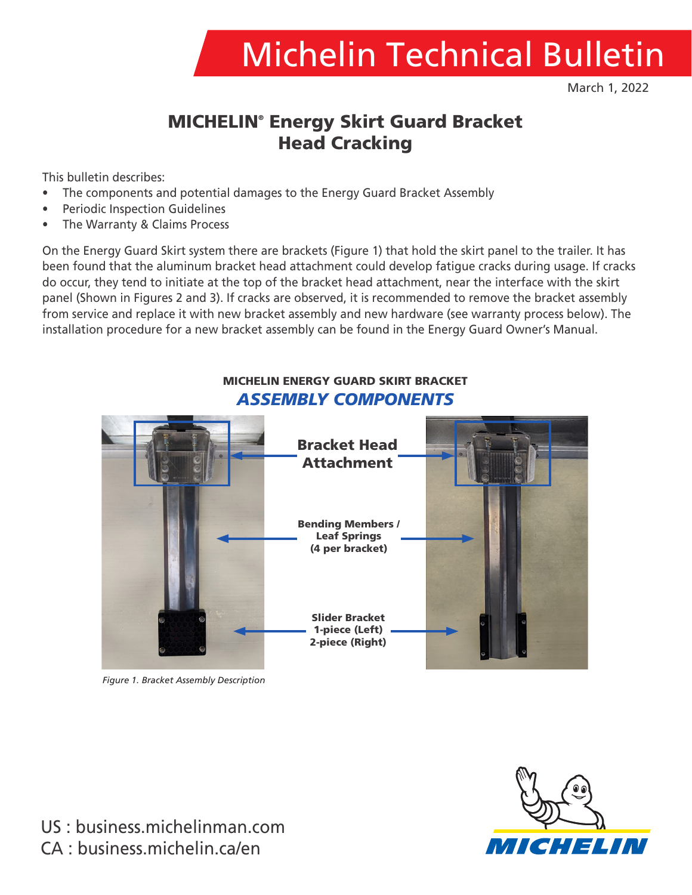# Michelin Technical Bulletin

March 1, 2022

## MICHELIN® Energy Skirt Guard Bracket Head Cracking

This bulletin describes:

- The components and potential damages to the Energy Guard Bracket Assembly
- Periodic Inspection Guidelines
- The Warranty & Claims Process

On the Energy Guard Skirt system there are brackets (Figure 1) that hold the skirt panel to the trailer. It has been found that the aluminum bracket head attachment could develop fatigue cracks during usage. If cracks do occur, they tend to initiate at the top of the bracket head attachment, near the interface with the skirt panel (Shown in Figures 2 and 3). If cracks are observed, it is recommended to remove the bracket assembly from service and replace it with new bracket assembly and new hardware (see warranty process below). The installation procedure for a new bracket assembly can be found in the Energy Guard Owner's Manual.

**MICHELIN ENERGY GUARD SKIRT BRACKET**

***ASSEMBLY COMPONENTS***

**Bracket Head Attachment**

**Bending Members / Leaf Springs (4 per bracket)**

**Slider Bracket 1-piece (Left) 2-piece (Right)**

*Figure 1. Bracket Assembly Description*

US : business.michelinman.com
CA : business.michelin.ca/en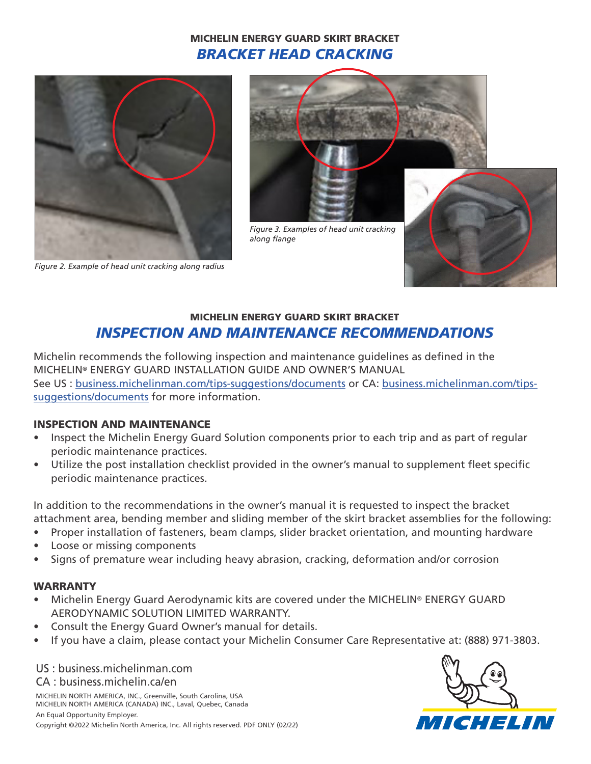## MICHELIN ENERGY GUARD SKIRT BRACKET

# *BRACKET HEAD CRACKING*

*Figure 2. Example of head unit cracking along radius*

*Figure 3. Examples of head unit cracking along flange*

## MICHELIN ENERGY GUARD SKIRT BRACKET

# *INSPECTION AND MAINTENANCE RECOMMENDATIONS*

Michelin recommends the following inspection and maintenance guidelines as defined in the MICHELIN® ENERGY GUARD INSTALLATION GUIDE AND OWNER'S MANUAL
See US : [business.michelinman.com/tips-suggestions/documents](business.michelinman.com/tips-suggestions/documents) or CA: [business.michelinman.com/tips-suggestions/documents](business.michelinman.com/tips-suggestions/documents) for more information.

### INSPECTION AND MAINTENANCE

- Inspect the Michelin Energy Guard Solution components prior to each trip and as part of regular periodic maintenance practices.
- Utilize the post installation checklist provided in the owner's manual to supplement fleet specific periodic maintenance practices.

In addition to the recommendations in the owner's manual it is requested to inspect the bracket attachment area, bending member and sliding member of the skirt bracket assemblies for the following:

- Proper installation of fasteners, beam clamps, slider bracket orientation, and mounting hardware
- Loose or missing components
- Signs of premature wear including heavy abrasion, cracking, deformation and/or corrosion

### WARRANTY

- Michelin Energy Guard Aerodynamic kits are covered under the MICHELIN® ENERGY GUARD AERODYNAMIC SOLUTION LIMITED WARRANTY.
- Consult the Energy Guard Owner's manual for details.
- If you have a claim, please contact your Michelin Consumer Care Representative at: (888) 971-3803.

US : business.michelinman.com
CA : business.michelin.ca/en

MICHELIN NORTH AMERICA, INC., Greenville, South Carolina, USA
MICHELIN NORTH AMERICA (CANADA) INC., Laval, Quebec, Canada
An Equal Opportunity Employer.
Copyright ©2022 Michelin North America, Inc. All rights reserved. PDF ONLY (02/22)

MICHELIN